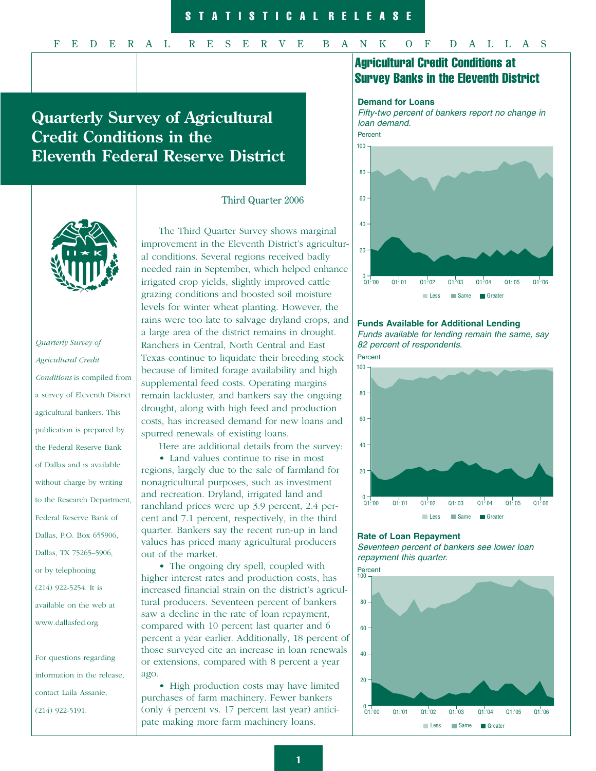STATISTICAL RELEASE

FEDERAL RESERVE BANK OF DALLAS

# Quarterly Survey of Agricultural Credit Conditions in the Eleventh Federal Reserve District

Third Quarter 2006

The Third Quarter Survey shows marginal improvement in the Eleventh District's agricultural conditions. Several regions received badly needed rain in September, which helped enhance irrigated crop yields, slightly improved cattle grazing conditions and boosted soil moisture levels for winter wheat planting. However, the rains were too late to salvage dryland crops, and a large area of the district remains in drought. Ranchers in Central, North Central and East Texas continue to liquidate their breeding stock because of limited forage availability and high supplemental feed costs. Operating margins remain lackluster, and bankers say the ongoing drought, along with high feed and production costs, has increased demand for new loans and spurred renewals of existing loans.

Here are additional details from the survey:

- Land values continue to rise in most regions, largely due to the sale of farmland for nonagricultural purposes, such as investment and recreation. Dryland, irrigated land and ranchland prices were up 3.9 percent, 2.4 percent and 7.1 percent, respectively, in the third quarter. Bankers say the recent run-up in land values has priced many agricultural producers out of the market.
- The ongoing dry spell, coupled with higher interest rates and production costs, has increased financial strain on the district's agricultural producers. Seventeen percent of bankers saw a decline in the rate of loan repayment, compared with 10 percent last quarter and 6 percent a year earlier. Additionally, 18 percent of those surveyed cite an increase in loan renewals or extensions, compared with 8 percent a year ago.
- High production costs may have limited purchases of farm machinery. Fewer bankers (only 4 percent vs. 17 percent last year) anticipate making more farm machinery loans.

*Quarterly Survey of Agricultural Credit Conditions* is compiled from a survey of Eleventh District agricultural bankers. This publication is prepared by the Federal Reserve Bank of Dallas and is available without charge by writing to the Research Department, Federal Reserve Bank of Dallas, P.O. Box 655906, Dallas, TX 75265–5906, or by telephoning (214) 922-5254. It is available on the web at www.dallasfed.org.

For questions regarding information in the release, contact Laila Assanie, (214) 922-5191.

## Agricultural Credit Conditions at Survey Banks in the Eleventh District

**Demand for Loans**

*Fifty-two percent of bankers report no change in loan demand.*

**Funds Available for Additional Lending**

*Funds available for lending remain the same, say 82 percent of respondents.*

**Rate of Loan Repayment**

*Seventeen percent of bankers see lower loan repayment this quarter.*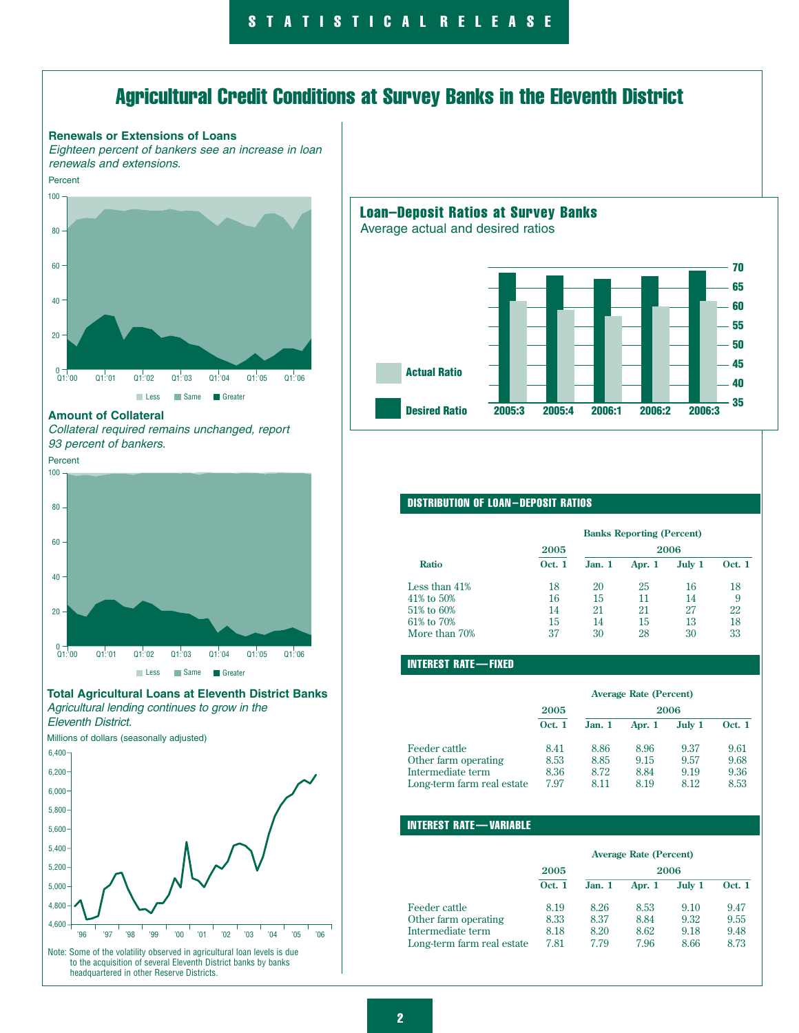# Agricultural Credit Conditions at Survey Banks in the Eleventh District

### Renewals or Extensions of Loans

*Eighteen percent of bankers see an increase in loan renewals and extensions.*

Percent

Less · Same · Greater

### Amount of Collateral

*Collateral required remains unchanged, report 93 percent of bankers.*

Percent

Less · Same · Greater

### Total Agricultural Loans at Eleventh District Banks

*Agricultural lending continues to grow in the Eleventh District.*

Millions of dollars (seasonally adjusted)

Note: Some of the volatility observed in agricultural loan levels is due to the acquisition of several Eleventh District banks by banks headquartered in other Reserve Districts.

### Loan–Deposit Ratios at Survey Banks

Average actual and desired ratios

Actual Ratio · Desired Ratio

## DISTRIBUTION OF LOAN–DEPOSIT RATIOS

| | Banks Reporting (Percent) | | | | |
|---|---|---|---|---|---|
| | 2005 | 2006 | | | |
| Ratio | Oct. 1 | Jan. 1 | Apr. 1 | July 1 | Oct. 1 |
| Less than 41% | 18 | 20 | 25 | 16 | 18 |
| 41% to 50% | 16 | 15 | 11 | 14 | 9 |
| 51% to 60% | 14 | 21 | 21 | 27 | 22 |
| 61% to 70% | 15 | 14 | 15 | 13 | 18 |
| More than 70% | 37 | 30 | 28 | 30 | 33 |

## INTEREST RATE—FIXED

| | Average Rate (Percent) | | | | |
|---|---|---|---|---|---|
| | 2005 | 2006 | | | |
| | Oct. 1 | Jan. 1 | Apr. 1 | July 1 | Oct. 1 |
| Feeder cattle | 8.41 | 8.86 | 8.96 | 9.37 | 9.61 |
| Other farm operating | 8.53 | 8.85 | 9.15 | 9.57 | 9.68 |
| Intermediate term | 8.36 | 8.72 | 8.84 | 9.19 | 9.36 |
| Long-term farm real estate | 7.97 | 8.11 | 8.19 | 8.12 | 8.53 |

## INTEREST RATE—VARIABLE

| | Average Rate (Percent) | | | | |
|---|---|---|---|---|---|
| | 2005 | 2006 | | | |
| | Oct. 1 | Jan. 1 | Apr. 1 | July 1 | Oct. 1 |
| Feeder cattle | 8.19 | 8.26 | 8.53 | 9.10 | 9.47 |
| Other farm operating | 8.33 | 8.37 | 8.84 | 9.32 | 9.55 |
| Intermediate term | 8.18 | 8.20 | 8.62 | 9.18 | 9.48 |
| Long-term farm real estate | 7.81 | 7.79 | 7.96 | 8.66 | 8.73 |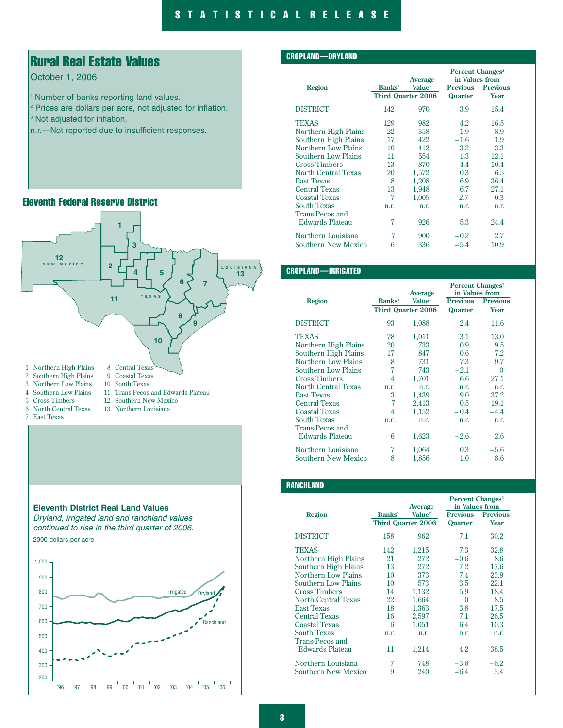# Rural Real Estate Values

October 1, 2006

[1] Number of banks reporting land values.
[2] Prices are dollars per acre, not adjusted for inflation.
[3] Not adjusted for inflation.
n.r.—Not reported due to insufficient responses.

## Eleventh Federal Reserve District

1 Northern High Plains
2 Southern High Plains
3 Northern Low Plains
4 Southern Low Plains
5 Cross Timbers
6 North Central Texas
7 East Texas
8 Central Texas
9 Coastal Texas
10 South Texas
11 Trans-Pecos and Edwards Plateau
12 Southern New Mexico
13 Northern Louisiana

### Eleventh District Real Land Values

*Dryland, irrigated land and ranchland values continued to rise in the third quarter of 2006.*

2000 dollars per acre

## CROPLAND—DRYLAND

| Region | Banks[1] | Average Value[2] | Percent Changes[3] in Values from Previous Quarter | Previous Year |
|---|---|---|---|---|
| | Third Quarter 2006 | | | |
| DISTRICT | 142 | 970 | 3.9 | 15.4 |
| TEXAS | 129 | 982 | 4.2 | 16.5 |
| Northern High Plains | 22 | 358 | 1.9 | 8.9 |
| Southern High Plains | 17 | 422 | −1.6 | 1.9 |
| Northern Low Plains | 10 | 412 | 3.2 | 3.3 |
| Southern Low Plains | 11 | 554 | 1.3 | 12.1 |
| Cross Timbers | 13 | 870 | 4.4 | 10.4 |
| North Central Texas | 20 | 1,572 | 0.3 | 6.5 |
| East Texas | 8 | 1,208 | 6.9 | 36.4 |
| Central Texas | 13 | 1,948 | 6.7 | 27.1 |
| Coastal Texas | 7 | 1,005 | 2.7 | 0.3 |
| South Texas | n.r. | n.r. | n.r. | n.r. |
| Trans-Pecos and Edwards Plateau | 7 | 926 | 5.3 | 24.4 |
| Northern Louisiana | 7 | 900 | −0.2 | 2.7 |
| Southern New Mexico | 6 | 336 | −5.4 | 10.9 |

## CROPLAND—IRRIGATED

| Region | Banks[1] | Average Value[2] | Percent Changes[3] in Values from Previous Quarter | Previous Year |
|---|---|---|---|---|
| | Third Quarter 2006 | | | |
| DISTRICT | 93 | 1,088 | 2.4 | 11.6 |
| TEXAS | 78 | 1,011 | 3.1 | 13.0 |
| Northern High Plains | 20 | 733 | 0.9 | 9.5 |
| Southern High Plains | 17 | 847 | 0.6 | 7.2 |
| Northern Low Plains | 8 | 731 | 7.3 | 9.7 |
| Southern Low Plains | 7 | 743 | −2.1 | 0 |
| Cross Timbers | 4 | 1,701 | 6.6 | 27.1 |
| North Central Texas | n.r. | n.r. | n.r. | n.r. |
| East Texas | 3 | 1,439 | 9.0 | 37.2 |
| Central Texas | 7 | 2,413 | 0.5 | 19.1 |
| Coastal Texas | 4 | 1,152 | −0.4 | −4.4 |
| South Texas | n.r. | n.r. | n.r. | n.r. |
| Trans-Pecos and Edwards Plateau | 6 | 1,623 | −2.6 | 2.6 |
| Northern Louisiana | 7 | 1,064 | 0.3 | −5.6 |
| Southern New Mexico | 8 | 1,856 | 1.0 | 8.6 |

## RANCHLAND

| Region | Banks[1] | Average Value[2] | Percent Changes[3] in Values from Previous Quarter | Previous Year |
|---|---|---|---|---|
| | Third Quarter 2006 | | | |
| DISTRICT | 158 | 962 | 7.1 | 30.2 |
| TEXAS | 142 | 1,215 | 7.3 | 32.8 |
| Northern High Plains | 21 | 272 | −0.6 | 8.6 |
| Southern High Plains | 13 | 272 | 7.2 | 17.6 |
| Northern Low Plains | 10 | 373 | 7.4 | 23.9 |
| Southern Low Plains | 10 | 573 | 3.5 | 22.1 |
| Cross Timbers | 14 | 1,132 | 5.9 | 18.4 |
| North Central Texas | 22 | 1,664 | 0 | 8.5 |
| East Texas | 18 | 1,363 | 3.8 | 17.5 |
| Central Texas | 16 | 2,597 | 7.1 | 26.5 |
| Coastal Texas | 6 | 1,051 | 6.4 | 10.3 |
| South Texas | n.r. | n.r. | n.r. | n.r. |
| Trans-Pecos and Edwards Plateau | 11 | 1,214 | 4.2 | 38.5 |
| Northern Louisiana | 7 | 748 | −3.6 | −6.2 |
| Southern New Mexico | 9 | 240 | −6.4 | 3.4 |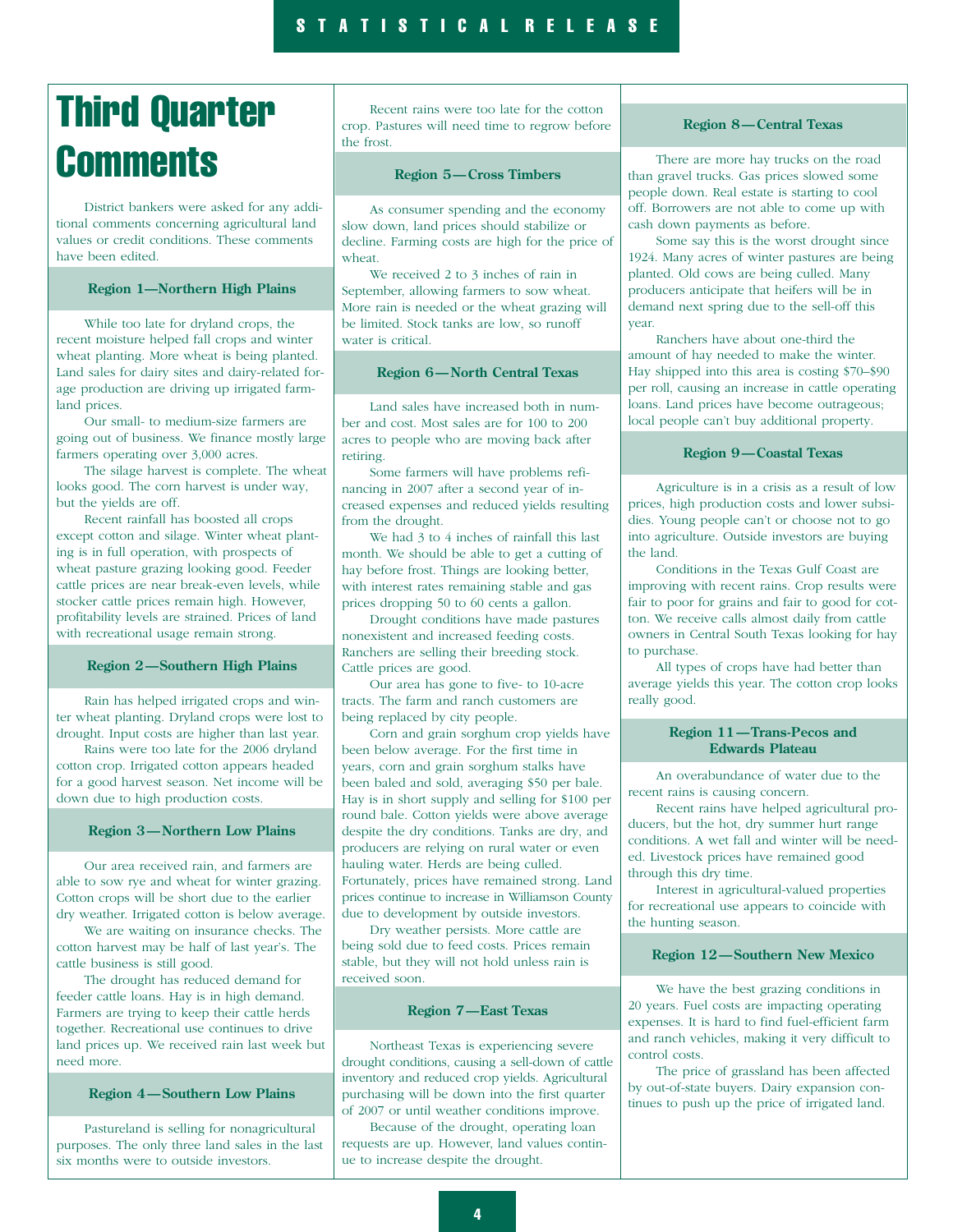# Third Quarter Comments

District bankers were asked for any additional comments concerning agricultural land values or credit conditions. These comments have been edited.

### Region 1—Northern High Plains

While too late for dryland crops, the recent moisture helped fall crops and winter wheat planting. More wheat is being planted. Land sales for dairy sites and dairy-related forage production are driving up irrigated farmland prices.

Our small- to medium-size farmers are going out of business. We finance mostly large farmers operating over 3,000 acres.

The silage harvest is complete. The wheat looks good. The corn harvest is under way, but the yields are off.

Recent rainfall has boosted all crops except cotton and silage. Winter wheat planting is in full operation, with prospects of wheat pasture grazing looking good. Feeder cattle prices are near break-even levels, while stocker cattle prices remain high. However, profitability levels are strained. Prices of land with recreational usage remain strong.

### Region 2—Southern High Plains

Rain has helped irrigated crops and winter wheat planting. Dryland crops were lost to drought. Input costs are higher than last year.

Rains were too late for the 2006 dryland cotton crop. Irrigated cotton appears headed for a good harvest season. Net income will be down due to high production costs.

### Region 3—Northern Low Plains

Our area received rain, and farmers are able to sow rye and wheat for winter grazing. Cotton crops will be short due to the earlier dry weather. Irrigated cotton is below average.

We are waiting on insurance checks. The cotton harvest may be half of last year's. The cattle business is still good.

The drought has reduced demand for feeder cattle loans. Hay is in high demand. Farmers are trying to keep their cattle herds together. Recreational use continues to drive land prices up. We received rain last week but need more.

### Region 4—Southern Low Plains

Pastureland is selling for nonagricultural purposes. The only three land sales in the last six months were to outside investors.

Recent rains were too late for the cotton crop. Pastures will need time to regrow before the frost.

### Region 5—Cross Timbers

As consumer spending and the economy slow down, land prices should stabilize or decline. Farming costs are high for the price of wheat.

We received 2 to 3 inches of rain in September, allowing farmers to sow wheat. More rain is needed or the wheat grazing will be limited. Stock tanks are low, so runoff water is critical.

### Region 6—North Central Texas

Land sales have increased both in number and cost. Most sales are for 100 to 200 acres to people who are moving back after retiring.

Some farmers will have problems refinancing in 2007 after a second year of increased expenses and reduced yields resulting from the drought.

We had 3 to 4 inches of rainfall this last month. We should be able to get a cutting of hay before frost. Things are looking better, with interest rates remaining stable and gas prices dropping 50 to 60 cents a gallon.

Drought conditions have made pastures nonexistent and increased feeding costs. Ranchers are selling their breeding stock. Cattle prices are good.

Our area has gone to five- to 10-acre tracts. The farm and ranch customers are being replaced by city people.

Corn and grain sorghum crop yields have been below average. For the first time in years, corn and grain sorghum stalks have been baled and sold, averaging $50 per bale. Hay is in short supply and selling for $100 per round bale. Cotton yields were above average despite the dry conditions. Tanks are dry, and producers are relying on rural water or even hauling water. Herds are being culled. Fortunately, prices have remained strong. Land prices continue to increase in Williamson County due to development by outside investors.

Dry weather persists. More cattle are being sold due to feed costs. Prices remain stable, but they will not hold unless rain is received soon.

### Region 7—East Texas

Northeast Texas is experiencing severe drought conditions, causing a sell-down of cattle inventory and reduced crop yields. Agricultural purchasing will be down into the first quarter of 2007 or until weather conditions improve.

Because of the drought, operating loan requests are up. However, land values continue to increase despite the drought.

### Region 8—Central Texas

There are more hay trucks on the road than gravel trucks. Gas prices slowed some people down. Real estate is starting to cool off. Borrowers are not able to come up with cash down payments as before.

Some say this is the worst drought since 1924. Many acres of winter pastures are being planted. Old cows are being culled. Many producers anticipate that heifers will be in demand next spring due to the sell-off this year.

Ranchers have about one-third the amount of hay needed to make the winter. Hay shipped into this area is costing $70–$90 per roll, causing an increase in cattle operating loans. Land prices have become outrageous; local people can't buy additional property.

### Region 9—Coastal Texas

Agriculture is in a crisis as a result of low prices, high production costs and lower subsidies. Young people can't or choose not to go into agriculture. Outside investors are buying the land.

Conditions in the Texas Gulf Coast are improving with recent rains. Crop results were fair to poor for grains and fair to good for cotton. We receive calls almost daily from cattle owners in Central South Texas looking for hay to purchase.

All types of crops have had better than average yields this year. The cotton crop looks really good.

### Region 11—Trans-Pecos and Edwards Plateau

An overabundance of water due to the recent rains is causing concern.

Recent rains have helped agricultural producers, but the hot, dry summer hurt range conditions. A wet fall and winter will be needed. Livestock prices have remained good through this dry time.

Interest in agricultural-valued properties for recreational use appears to coincide with the hunting season.

### Region 12—Southern New Mexico

We have the best grazing conditions in 20 years. Fuel costs are impacting operating expenses. It is hard to find fuel-efficient farm and ranch vehicles, making it very difficult to control costs.

The price of grassland has been affected by out-of-state buyers. Dairy expansion continues to push up the price of irrigated land.